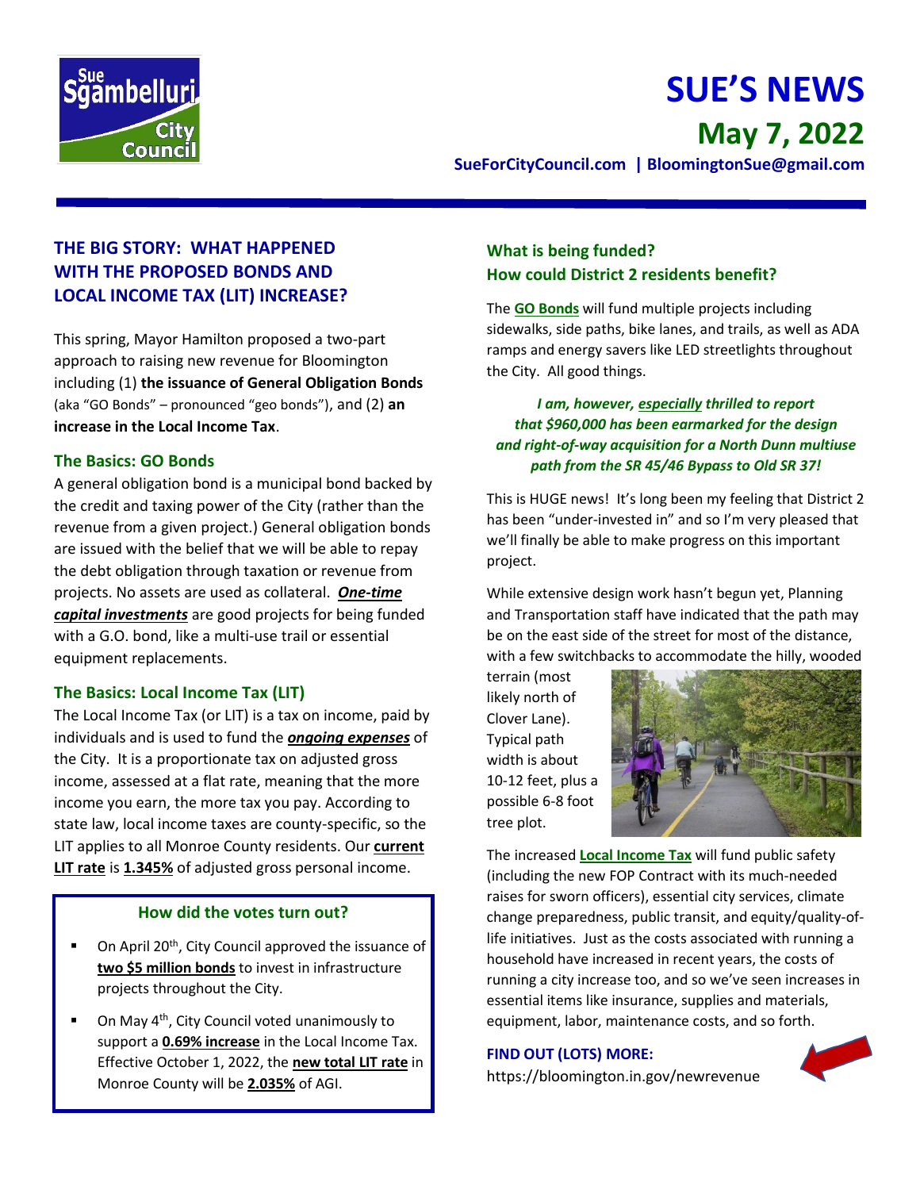# SUE'S NEWS

## May 7, 2022

**SueForCityCouncil.com | BloomingtonSue@gmail.com**

## THE BIG STORY: WHAT HAPPENED WITH THE PROPOSED BONDS AND LOCAL INCOME TAX (LIT) INCREASE?

This spring, Mayor Hamilton proposed a two-part approach to raising new revenue for Bloomington including (1) **the issuance of General Obligation Bonds** (aka "GO Bonds" – pronounced "geo bonds"), and (2) **an increase in the Local Income Tax**.

### The Basics: GO Bonds

A general obligation bond is a municipal bond backed by the credit and taxing power of the City (rather than the revenue from a given project.) General obligation bonds are issued with the belief that we will be able to repay the debt obligation through taxation or revenue from projects. No assets are used as collateral. ***One-time capital investments*** are good projects for being funded with a G.O. bond, like a multi-use trail or essential equipment replacements.

### The Basics: Local Income Tax (LIT)

The Local Income Tax (or LIT) is a tax on income, paid by individuals and is used to fund the ***ongoing expenses*** of the City. It is a proportionate tax on adjusted gross income, assessed at a flat rate, meaning that the more income you earn, the more tax you pay. According to state law, local income taxes are county-specific, so the LIT applies to all Monroe County residents. Our **current LIT rate** is **1.345%** of adjusted gross personal income.

### How did the votes turn out?

- On April 20th, City Council approved the issuance of **two $5 million bonds** to invest in infrastructure projects throughout the City.
- On May 4th, City Council voted unanimously to support a **0.69% increase** in the Local Income Tax. Effective October 1, 2022, the **new total LIT rate** in Monroe County will be **2.035%** of AGI.

### What is being funded? How could District 2 residents benefit?

The **GO Bonds** will fund multiple projects including sidewalks, side paths, bike lanes, and trails, as well as ADA ramps and energy savers like LED streetlights throughout the City. All good things.

***I am, however, especially thrilled to report that $960,000 has been earmarked for the design and right-of-way acquisition for a North Dunn multiuse path from the SR 45/46 Bypass to Old SR 37!***

This is HUGE news! It's long been my feeling that District 2 has been "under-invested in" and so I'm very pleased that we'll finally be able to make progress on this important project.

While extensive design work hasn't begun yet, Planning and Transportation staff have indicated that the path may be on the east side of the street for most of the distance, with a few switchbacks to accommodate the hilly, wooded terrain (most likely north of Clover Lane). Typical path width is about 10-12 feet, plus a possible 6-8 foot tree plot.

The increased **Local Income Tax** will fund public safety (including the new FOP Contract with its much-needed raises for sworn officers), essential city services, climate change preparedness, public transit, and equity/quality-of-life initiatives. Just as the costs associated with running a household have increased in recent years, the costs of running a city increase too, and so we've seen increases in essential items like insurance, supplies and materials, equipment, labor, maintenance costs, and so forth.

**FIND OUT (LOTS) MORE:**

https://bloomington.in.gov/newrevenue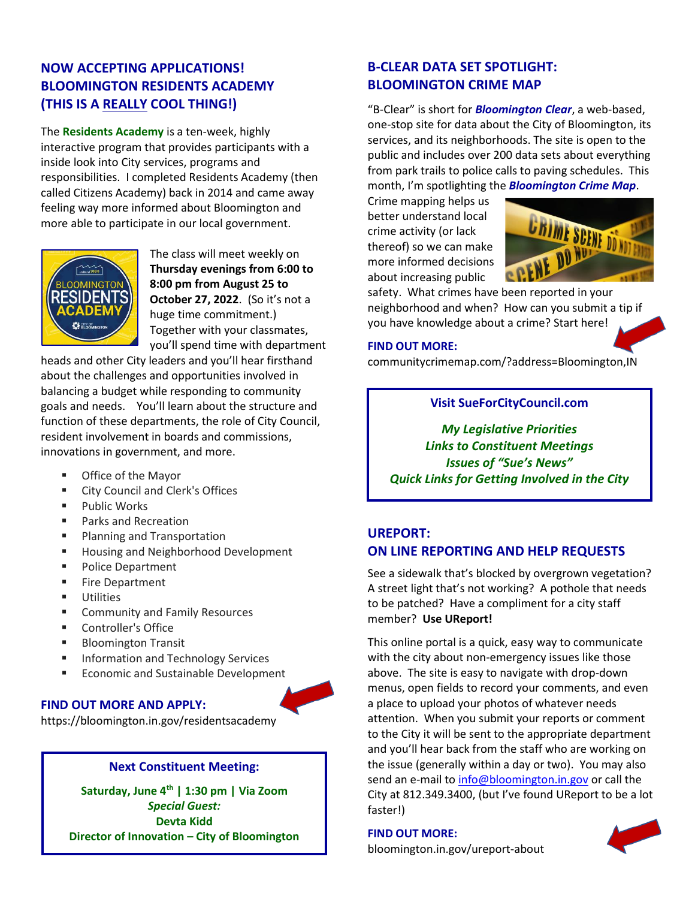## NOW ACCEPTING APPLICATIONS! BLOOMINGTON RESIDENTS ACADEMY (THIS IS A REALLY COOL THING!)

The **Residents Academy** is a ten-week, highly interactive program that provides participants with a inside look into City services, programs and responsibilities. I completed Residents Academy (then called Citizens Academy) back in 2014 and came away feeling way more informed about Bloomington and more able to participate in our local government.

The class will meet weekly on **Thursday evenings from 6:00 to 8:00 pm from August 25 to October 27, 2022**. (So it's not a huge time commitment.) Together with your classmates, you'll spend time with department heads and other City leaders and you'll hear firsthand about the challenges and opportunities involved in balancing a budget while responding to community goals and needs. You'll learn about the structure and function of these departments, the role of City Council, resident involvement in boards and commissions, innovations in government, and more.

- Office of the Mayor
- City Council and Clerk's Offices
- Public Works
- Parks and Recreation
- Planning and Transportation
- Housing and Neighborhood Development
- Police Department
- Fire Department
- Utilities
- Community and Family Resources
- Controller's Office
- Bloomington Transit
- Information and Technology Services
- Economic and Sustainable Development

**FIND OUT MORE AND APPLY:**
https://bloomington.in.gov/residentsacademy

**Next Constituent Meeting:**

**Saturday, June 4th | 1:30 pm | Via Zoom**
***Special Guest:***
**Devta Kidd**
**Director of Innovation – City of Bloomington**

## B-CLEAR DATA SET SPOTLIGHT: BLOOMINGTON CRIME MAP

"B-Clear" is short for ***Bloomington Clear***, a web-based, one-stop site for data about the City of Bloomington, its services, and its neighborhoods. The site is open to the public and includes over 200 data sets about everything from park trails to police calls to paving schedules. This month, I'm spotlighting the ***Bloomington Crime Map***.

Crime mapping helps us better understand local crime activity (or lack thereof) so we can make more informed decisions about increasing public safety. What crimes have been reported in your neighborhood and when? How can you submit a tip if you have knowledge about a crime? Start here!

**FIND OUT MORE:**
communitycrimemap.com/?address=Bloomington,IN

**Visit SueForCityCouncil.com**

***My Legislative Priorities***
***Links to Constituent Meetings***
***Issues of "Sue's News"***
***Quick Links for Getting Involved in the City***

## UREPORT: ON LINE REPORTING AND HELP REQUESTS

See a sidewalk that's blocked by overgrown vegetation? A street light that's not working? A pothole that needs to be patched? Have a compliment for a city staff member? **Use UReport!**

This online portal is a quick, easy way to communicate with the city about non-emergency issues like those above. The site is easy to navigate with drop-down menus, open fields to record your comments, and even a place to upload your photos of whatever needs attention. When you submit your reports or comment to the City it will be sent to the appropriate department and you'll hear back from the staff who are working on the issue (generally within a day or two). You may also send an e-mail to info@bloomington.in.gov or call the City at 812.349.3400, (but I've found UReport to be a lot faster!)

**FIND OUT MORE:**
bloomington.in.gov/ureport-about